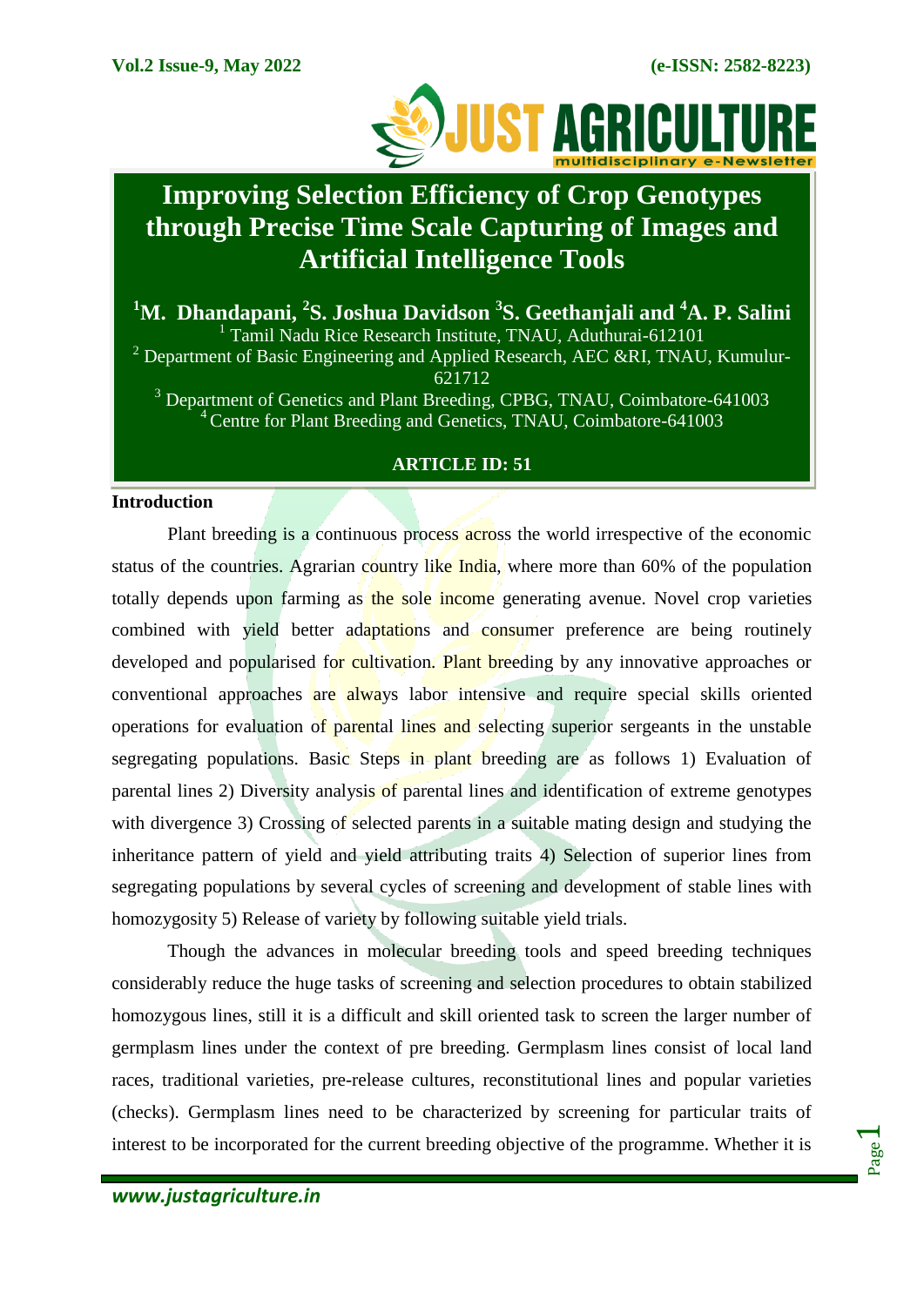# Improving Selection Efficiency of Crop Genotypes through Precise Time Scale Capturing of Images and Artificial Intelligence Tools

**[1]M. Dhandapani, [2]S. Joshua Davidson [3]S. Geethanjali and [4]A. P. Salini**

[1] Tamil Nadu Rice Research Institute, TNAU, Aduthurai-612101

[2] Department of Basic Engineering and Applied Research, AEC &RI, TNAU, Kumulur-621712

[3] Department of Genetics and Plant Breeding, CPBG, TNAU, Coimbatore-641003

[4] Centre for Plant Breeding and Genetics, TNAU, Coimbatore-641003

**ARTICLE ID: 51**

## Introduction

Plant breeding is a continuous process across the world irrespective of the economic status of the countries. Agrarian country like India, where more than 60% of the population totally depends upon farming as the sole income generating avenue. Novel crop varieties combined with yield better adaptations and consumer preference are being routinely developed and popularised for cultivation. Plant breeding by any innovative approaches or conventional approaches are always labor intensive and require special skills oriented operations for evaluation of parental lines and selecting superior sergeants in the unstable segregating populations. Basic Steps in plant breeding are as follows 1) Evaluation of parental lines 2) Diversity analysis of parental lines and identification of extreme genotypes with divergence 3) Crossing of selected parents in a suitable mating design and studying the inheritance pattern of yield and yield attributing traits 4) Selection of superior lines from segregating populations by several cycles of screening and development of stable lines with homozygosity 5) Release of variety by following suitable yield trials.

Though the advances in molecular breeding tools and speed breeding techniques considerably reduce the huge tasks of screening and selection procedures to obtain stabilized homozygous lines, still it is a difficult and skill oriented task to screen the larger number of germplasm lines under the context of pre breeding. Germplasm lines consist of local land races, traditional varieties, pre-release cultures, reconstitutional lines and popular varieties (checks). Germplasm lines need to be characterized by screening for particular traits of interest to be incorporated for the current breeding objective of the programme. Whether it is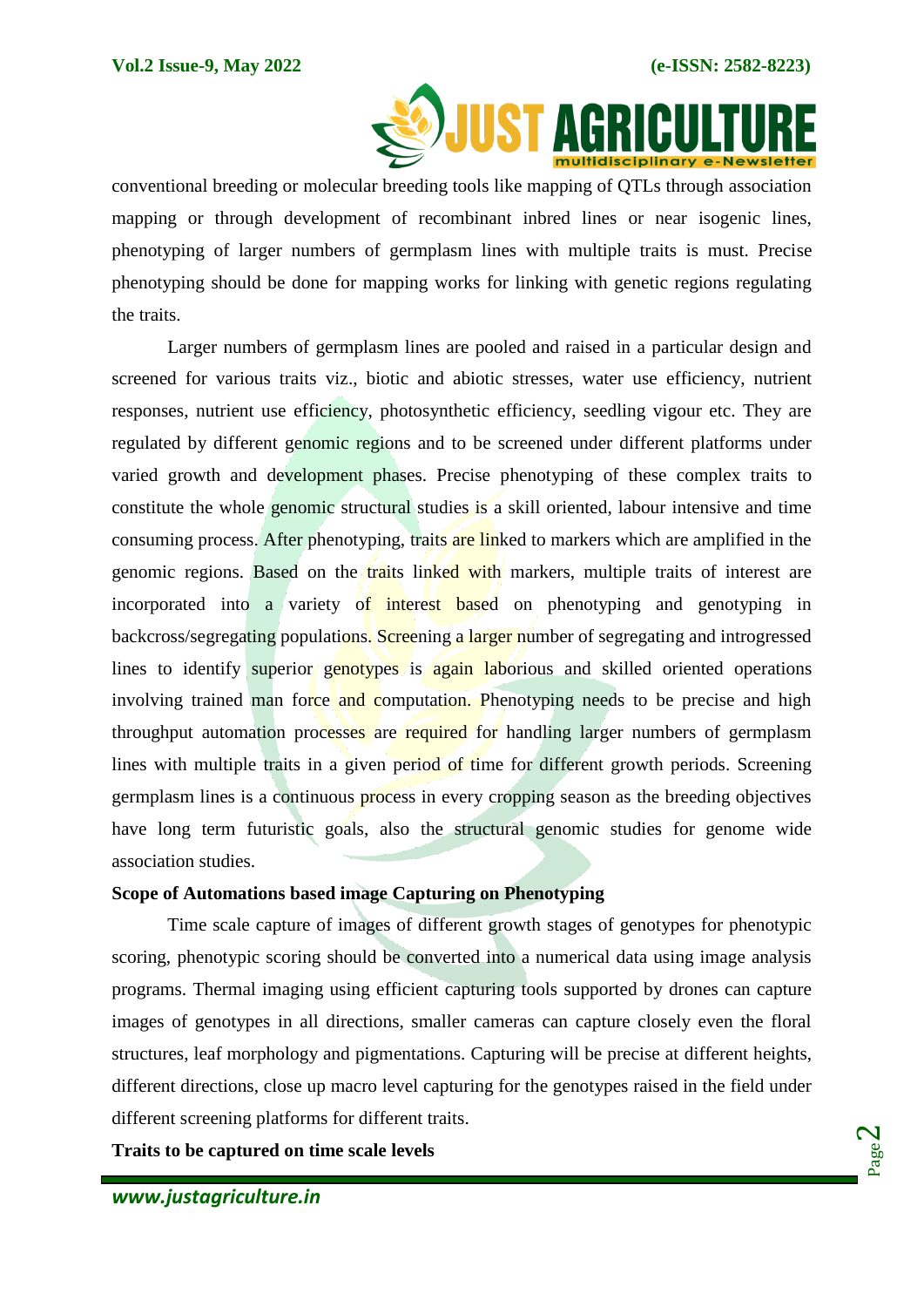conventional breeding or molecular breeding tools like mapping of QTLs through association mapping or through development of recombinant inbred lines or near isogenic lines, phenotyping of larger numbers of germplasm lines with multiple traits is must. Precise phenotyping should be done for mapping works for linking with genetic regions regulating the traits.

Larger numbers of germplasm lines are pooled and raised in a particular design and screened for various traits viz., biotic and abiotic stresses, water use efficiency, nutrient responses, nutrient use efficiency, photosynthetic efficiency, seedling vigour etc. They are regulated by different genomic regions and to be screened under different platforms under varied growth and development phases. Precise phenotyping of these complex traits to constitute the whole genomic structural studies is a skill oriented, labour intensive and time consuming process. After phenotyping, traits are linked to markers which are amplified in the genomic regions. Based on the traits linked with markers, multiple traits of interest are incorporated into a variety of interest based on phenotyping and genotyping in backcross/segregating populations. Screening a larger number of segregating and introgressed lines to identify superior genotypes is again laborious and skilled oriented operations involving trained man force and computation. Phenotyping needs to be precise and high throughput automation processes are required for handling larger numbers of germplasm lines with multiple traits in a given period of time for different growth periods. Screening germplasm lines is a continuous process in every cropping season as the breeding objectives have long term futuristic goals, also the structural genomic studies for genome wide association studies.

**Scope of Automations based image Capturing on Phenotyping**

Time scale capture of images of different growth stages of genotypes for phenotypic scoring, phenotypic scoring should be converted into a numerical data using image analysis programs. Thermal imaging using efficient capturing tools supported by drones can capture images of genotypes in all directions, smaller cameras can capture closely even the floral structures, leaf morphology and pigmentations. Capturing will be precise at different heights, different directions, close up macro level capturing for the genotypes raised in the field under different screening platforms for different traits.

**Traits to be captured on time scale levels**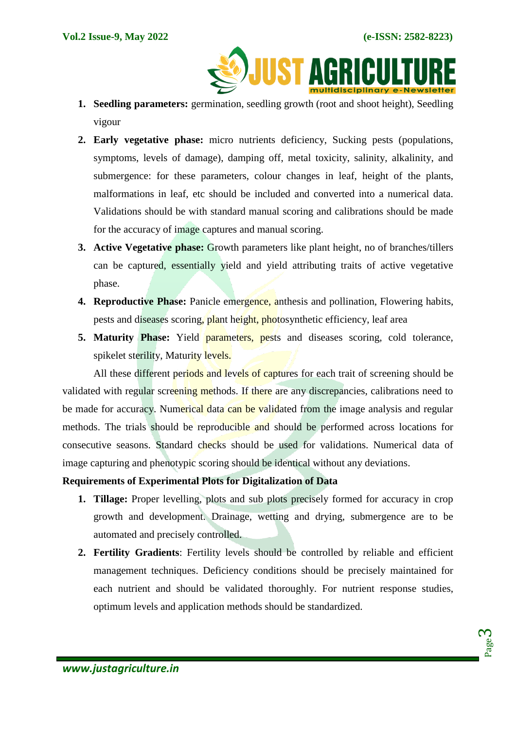1. **Seedling parameters:** germination, seedling growth (root and shoot height), Seedling vigour
2. **Early vegetative phase:** micro nutrients deficiency, Sucking pests (populations, symptoms, levels of damage), damping off, metal toxicity, salinity, alkalinity, and submergence: for these parameters, colour changes in leaf, height of the plants, malformations in leaf, etc should be included and converted into a numerical data. Validations should be with standard manual scoring and calibrations should be made for the accuracy of image captures and manual scoring.
3. **Active Vegetative phase:** Growth parameters like plant height, no of branches/tillers can be captured, essentially yield and yield attributing traits of active vegetative phase.
4. **Reproductive Phase:** Panicle emergence, anthesis and pollination, Flowering habits, pests and diseases scoring, plant height, photosynthetic efficiency, leaf area
5. **Maturity Phase:** Yield parameters, pests and diseases scoring, cold tolerance, spikelet sterility, Maturity levels.

All these different periods and levels of captures for each trait of screening should be validated with regular screening methods. If there are any discrepancies, calibrations need to be made for accuracy. Numerical data can be validated from the image analysis and regular methods. The trials should be reproducible and should be performed across locations for consecutive seasons. Standard checks should be used for validations. Numerical data of image capturing and phenotypic scoring should be identical without any deviations.

**Requirements of Experimental Plots for Digitalization of Data**

1. **Tillage:** Proper levelling, plots and sub plots precisely formed for accuracy in crop growth and development. Drainage, wetting and drying, submergence are to be automated and precisely controlled.
2. **Fertility Gradients**: Fertility levels should be controlled by reliable and efficient management techniques. Deficiency conditions should be precisely maintained for each nutrient and should be validated thoroughly. For nutrient response studies, optimum levels and application methods should be standardized.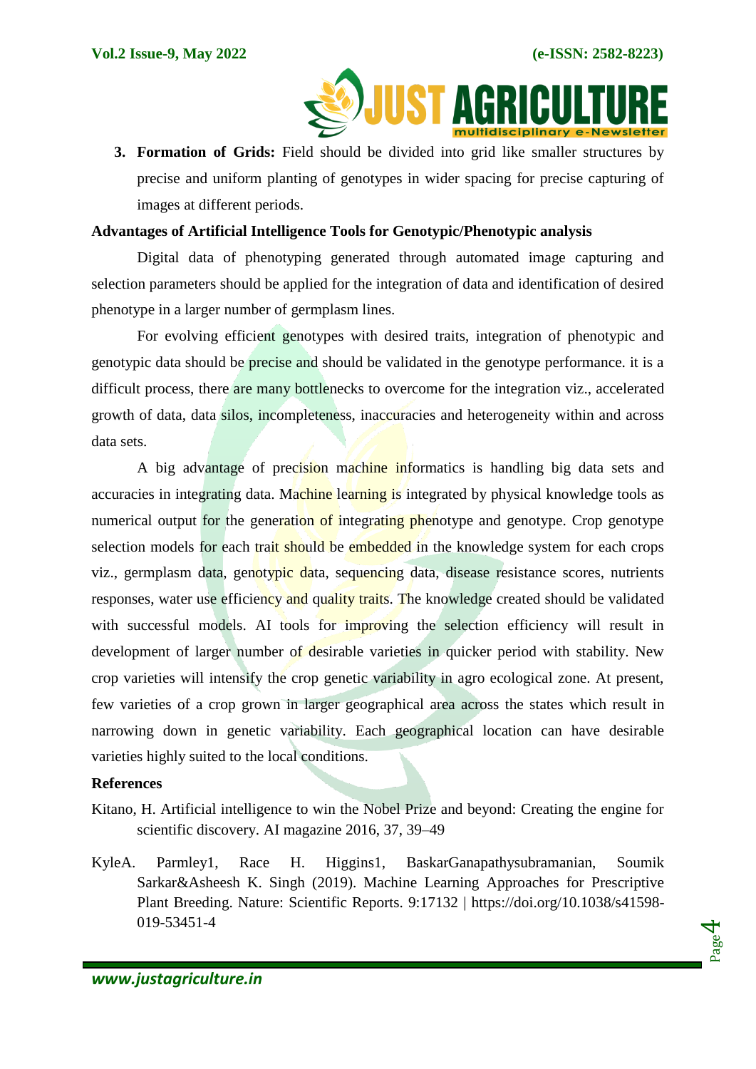3. **Formation of Grids:** Field should be divided into grid like smaller structures by precise and uniform planting of genotypes in wider spacing for precise capturing of images at different periods.

**Advantages of Artificial Intelligence Tools for Genotypic/Phenotypic analysis**

Digital data of phenotyping generated through automated image capturing and selection parameters should be applied for the integration of data and identification of desired phenotype in a larger number of germplasm lines.

For evolving efficient genotypes with desired traits, integration of phenotypic and genotypic data should be precise and should be validated in the genotype performance. it is a difficult process, there are many bottlenecks to overcome for the integration viz., accelerated growth of data, data silos, incompleteness, inaccuracies and heterogeneity within and across data sets.

A big advantage of precision machine informatics is handling big data sets and accuracies in integrating data. Machine learning is integrated by physical knowledge tools as numerical output for the generation of integrating phenotype and genotype. Crop genotype selection models for each trait should be embedded in the knowledge system for each crops viz., germplasm data, genotypic data, sequencing data, disease resistance scores, nutrients responses, water use efficiency and quality traits. The knowledge created should be validated with successful models. AI tools for improving the selection efficiency will result in development of larger number of desirable varieties in quicker period with stability. New crop varieties will intensify the crop genetic variability in agro ecological zone. At present, few varieties of a crop grown in larger geographical area across the states which result in narrowing down in genetic variability. Each geographical location can have desirable varieties highly suited to the local conditions.

**References**

Kitano, H. Artificial intelligence to win the Nobel Prize and beyond: Creating the engine for scientific discovery. AI magazine 2016, 37, 39–49

KyleA. Parmley1, Race H. Higgins1, BaskarGanapathysubramanian, Soumik Sarkar&Asheesh K. Singh (2019). Machine Learning Approaches for Prescriptive Plant Breeding. Nature: Scientific Reports. 9:17132 | https://doi.org/10.1038/s41598-019-53451-4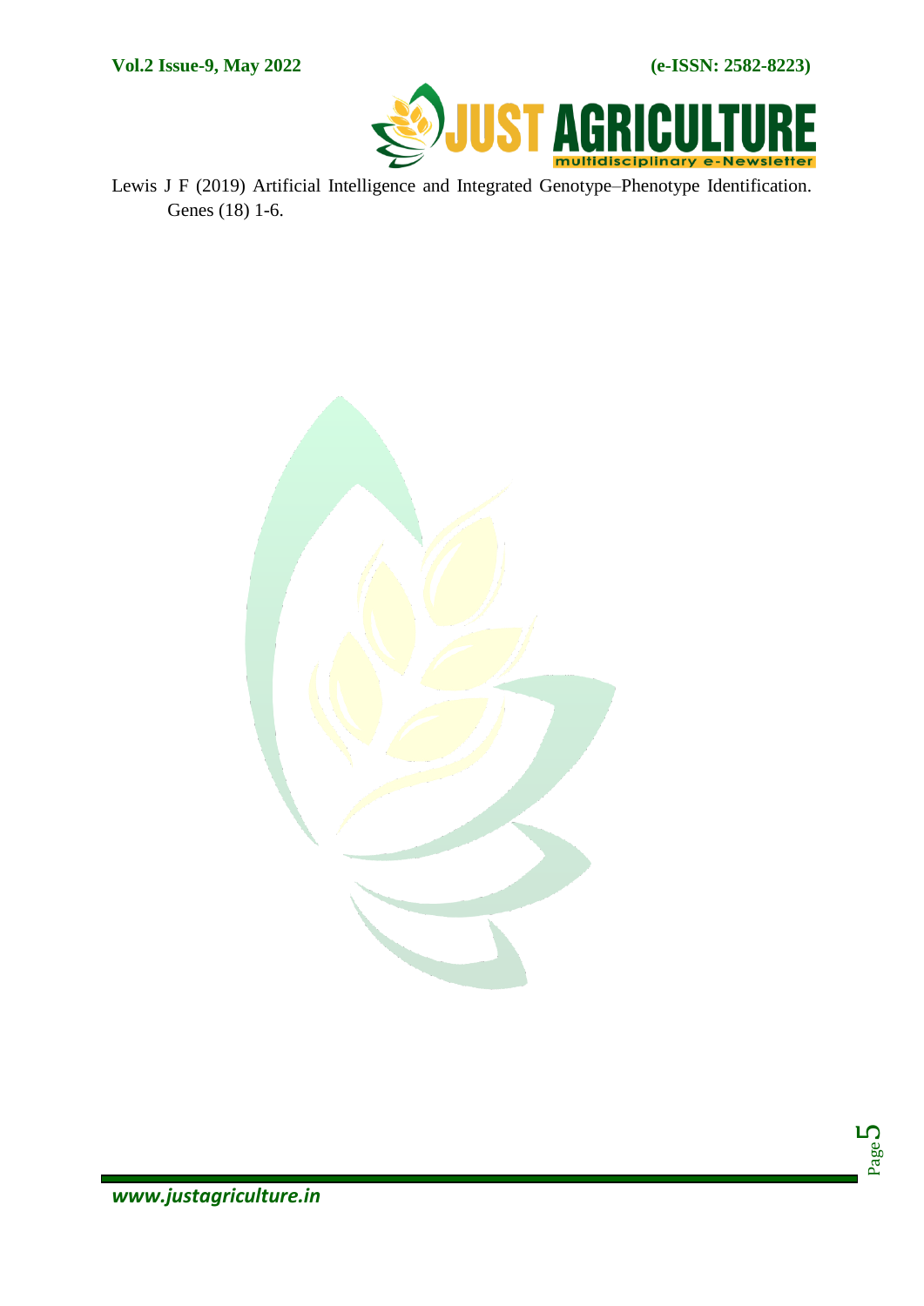Lewis J F (2019) Artificial Intelligence and Integrated Genotype–Phenotype Identification. Genes (18) 1-6.